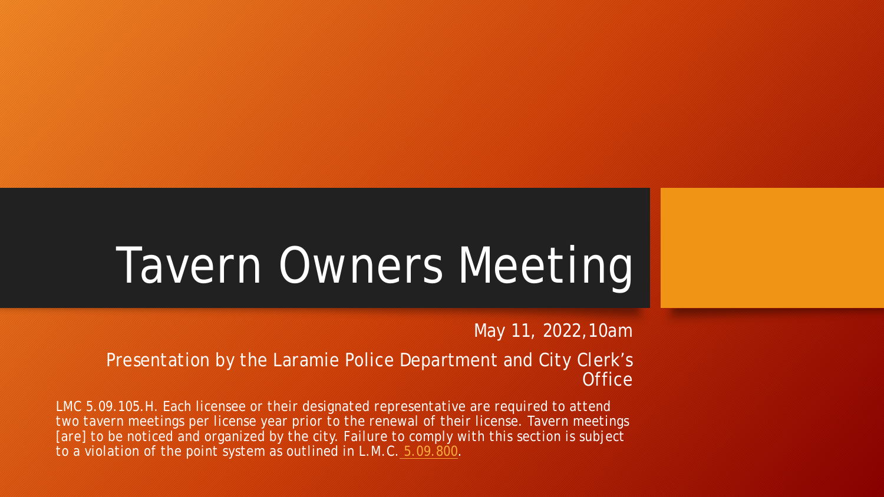# Tavern Owners Meeting

May 11, 2022,10am

Presentation by the Laramie Police Department and City Clerk's Office

LMC 5.09.105.H. Each licensee or their designated representative are required to attend two tavern meetings per license year prior to the renewal of their license. Tavern meetings [are] to be noticed and organized by the city. Failure to comply with this section is subject to a violation of the point system as outlined in L.M.C. 5.09.800.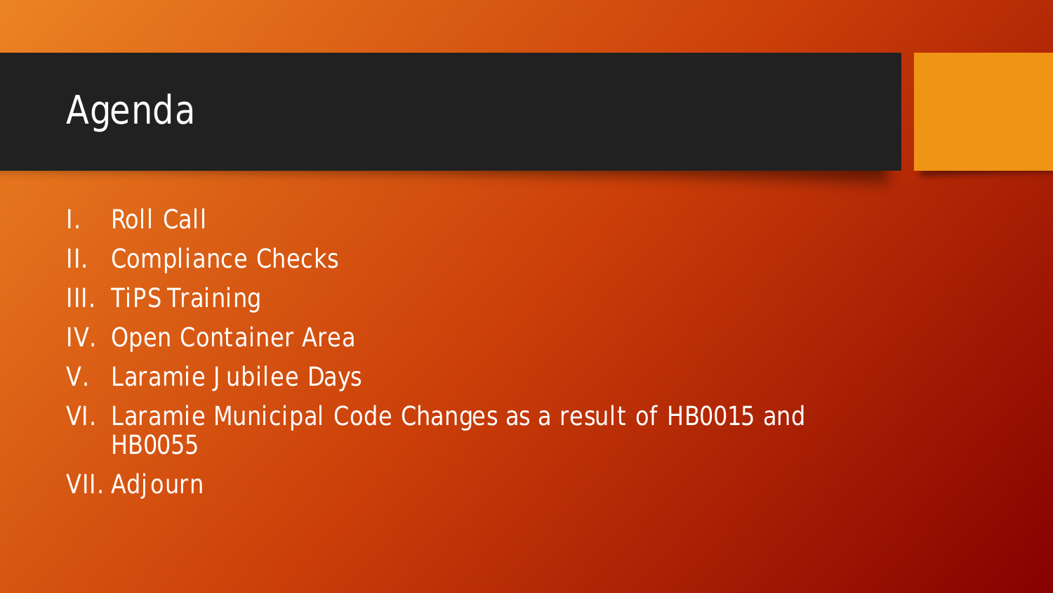# Agenda

I. Roll Call
II. Compliance Checks
III. TiPS Training
IV. Open Container Area
V. Laramie Jubilee Days
VI. Laramie Municipal Code Changes as a result of HB0015 and HB0055
VII. Adjourn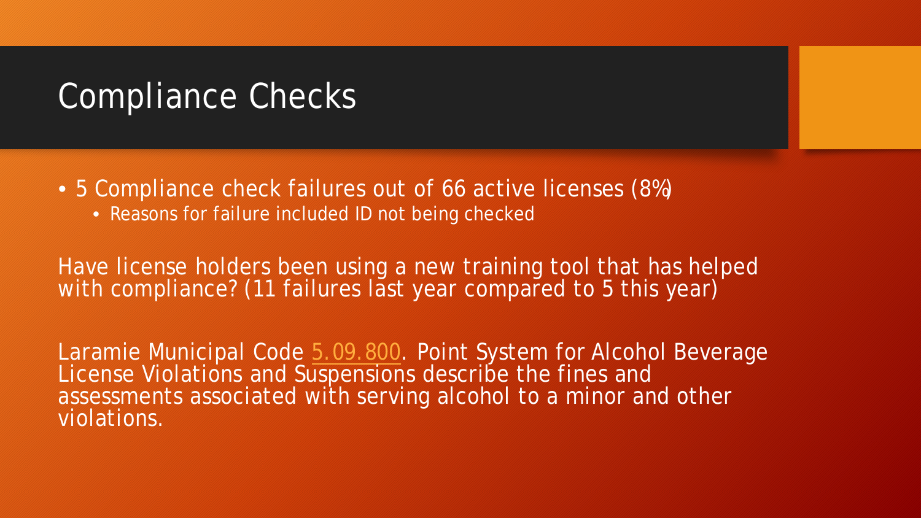# Compliance Checks

- 5 Compliance check failures out of 66 active licenses (8%)
  - Reasons for failure included ID not being checked

Have license holders been using a new training tool that has helped with compliance? (11 failures last year compared to 5 this year)

Laramie Municipal Code 5.09.800. Point System for Alcohol Beverage License Violations and Suspensions describe the fines and assessments associated with serving alcohol to a minor and other violations.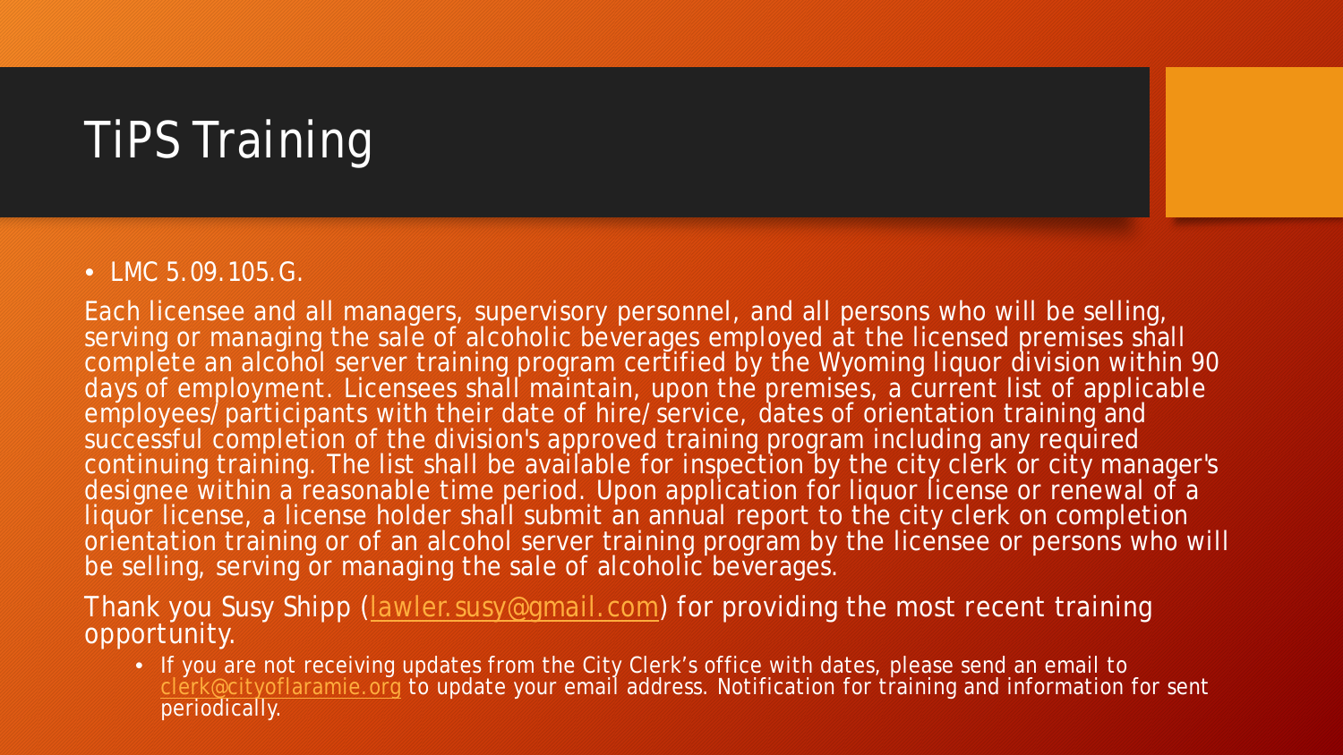# TiPS Training

- LMC 5.09.105.G.

Each licensee and all managers, supervisory personnel, and all persons who will be selling, serving or managing the sale of alcoholic beverages employed at the licensed premises shall complete an alcohol server training program certified by the Wyoming liquor division within 90 days of employment. Licensees shall maintain, upon the premises, a current list of applicable employees/participants with their date of hire/service, dates of orientation training and successful completion of the division's approved training program including any required continuing training. The list shall be available for inspection by the city clerk or city manager's designee within a reasonable time period. Upon application for liquor license or renewal of a liquor license, a license holder shall submit an annual report to the city clerk on completion orientation training or of an alcohol server training program by the licensee or persons who will be selling, serving or managing the sale of alcoholic beverages.

Thank you Susy Shipp (lawler.susy@gmail.com) for providing the most recent training opportunity.

- If you are not receiving updates from the City Clerk's office with dates, please send an email to clerk@cityoflaramie.org to update your email address. Notification for training and information for sent periodically.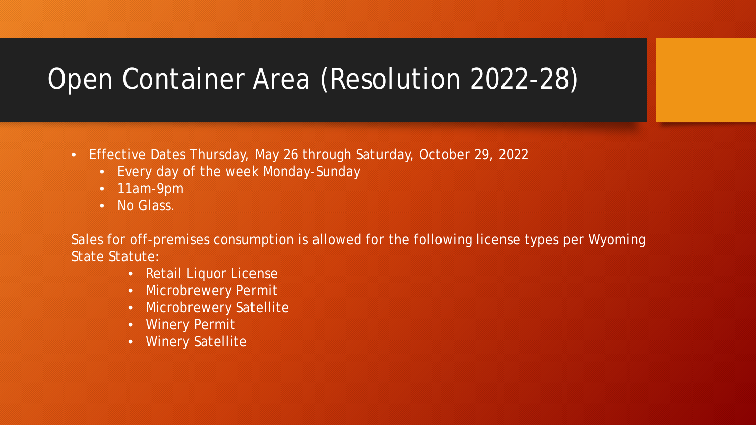# Open Container Area (Resolution 2022-28)

- Effective Dates Thursday, May 26 through Saturday, October 29, 2022
  - Every day of the week Monday-Sunday
  - 11am-9pm
  - No Glass.

Sales for off-premises consumption is allowed for the following license types per Wyoming State Statute:

- Retail Liquor License
- Microbrewery Permit
- Microbrewery Satellite
- Winery Permit
- Winery Satellite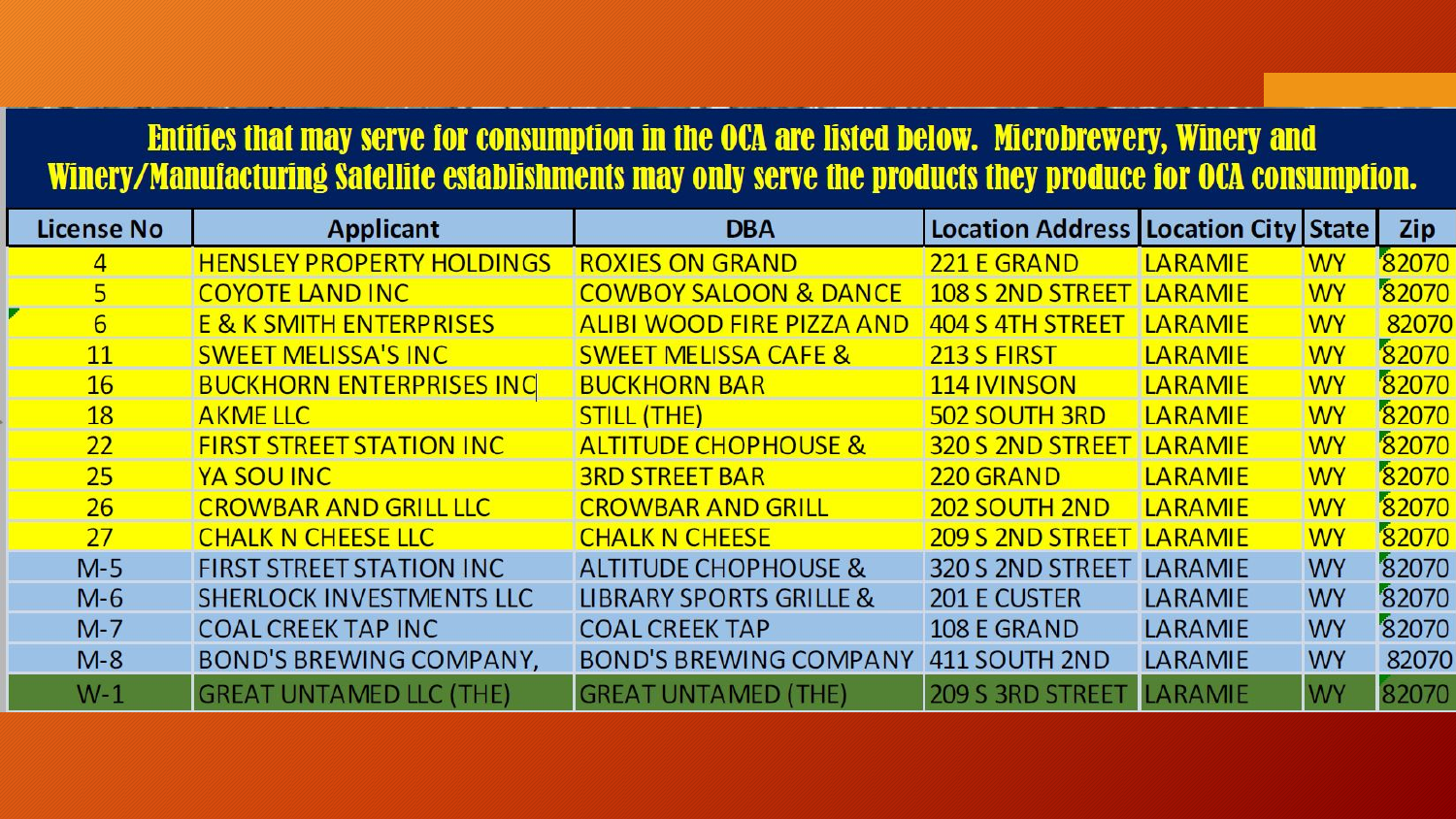**Entities that may serve for consumption in the OCA are listed below. Microbrewery, Winery and Winery/Manufacturing Satellite establishments may only serve the products they produce for OCA consumption.**

| License No | Applicant | DBA | Location Address | Location City | State | Zip |
|---|---|---|---|---|---|---|
| 4 | HENSLEY PROPERTY HOLDINGS | ROXIES ON GRAND | 221 E GRAND | LARAMIE | WY | 82070 |
| 5 | COYOTE LAND INC | COWBOY SALOON & DANCE | 108 S 2ND STREET | LARAMIE | WY | 82070 |
| 6 | E & K SMITH ENTERPRISES | ALIBI WOOD FIRE PIZZA AND | 404 S 4TH STREET | LARAMIE | WY | 82070 |
| 11 | SWEET MELISSA'S INC | SWEET MELISSA CAFE & | 213 S FIRST | LARAMIE | WY | 82070 |
| 16 | BUCKHORN ENTERPRISES INC | BUCKHORN BAR | 114 IVINSON | LARAMIE | WY | 82070 |
| 18 | AKME LLC | STILL (THE) | 502 SOUTH 3RD | LARAMIE | WY | 82070 |
| 22 | FIRST STREET STATION INC | ALTITUDE CHOPHOUSE & | 320 S 2ND STREET | LARAMIE | WY | 82070 |
| 25 | YA SOU INC | 3RD STREET BAR | 220 GRAND | LARAMIE | WY | 82070 |
| 26 | CROWBAR AND GRILL LLC | CROWBAR AND GRILL | 202 SOUTH 2ND | LARAMIE | WY | 82070 |
| 27 | CHALK N CHEESE LLC | CHALK N CHEESE | 209 S 2ND STREET | LARAMIE | WY | 82070 |
| M-5 | FIRST STREET STATION INC | ALTITUDE CHOPHOUSE & | 320 S 2ND STREET | LARAMIE | WY | 82070 |
| M-6 | SHERLOCK INVESTMENTS LLC | LIBRARY SPORTS GRILLE & | 201 E CUSTER | LARAMIE | WY | 82070 |
| M-7 | COAL CREEK TAP INC | COAL CREEK TAP | 108 E GRAND | LARAMIE | WY | 82070 |
| M-8 | BOND'S BREWING COMPANY, | BOND'S BREWING COMPANY | 411 SOUTH 2ND | LARAMIE | WY | 82070 |
| W-1 | GREAT UNTAMED LLC (THE) | GREAT UNTAMED (THE) | 209 S 3RD STREET | LARAMIE | WY | 82070 |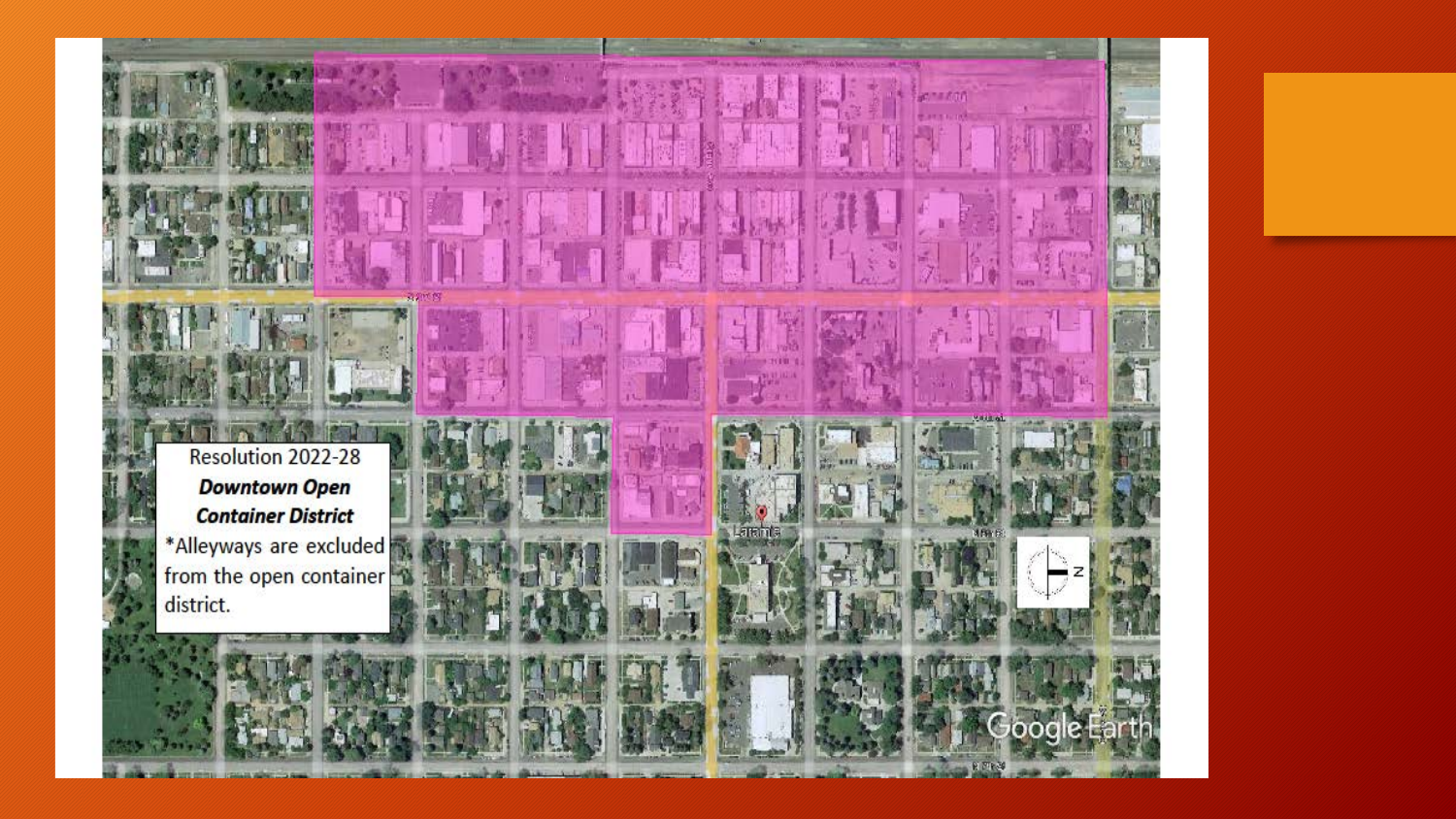Resolution 2022-28

***Downtown Open Container District***

*Alleyways are excluded from the open container district.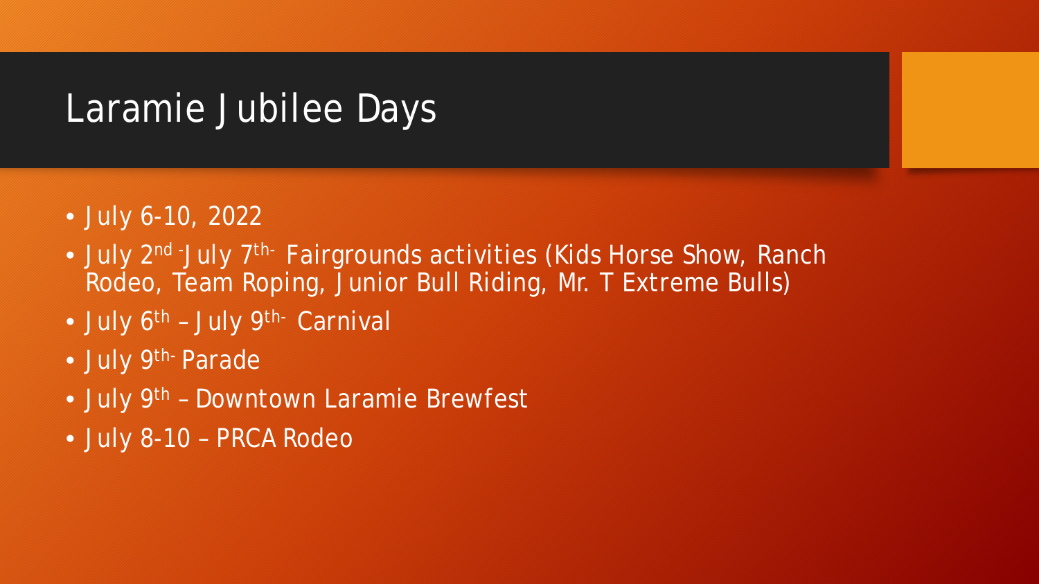# Laramie Jubilee Days

- July 6-10, 2022
- July 2nd -July 7th- Fairgrounds activities (Kids Horse Show, Ranch Rodeo, Team Roping, Junior Bull Riding, Mr. T Extreme Bulls)
- July 6th – July 9th- Carnival
- July 9th- Parade
- July 9th – Downtown Laramie Brewfest
- July 8-10 – PRCA Rodeo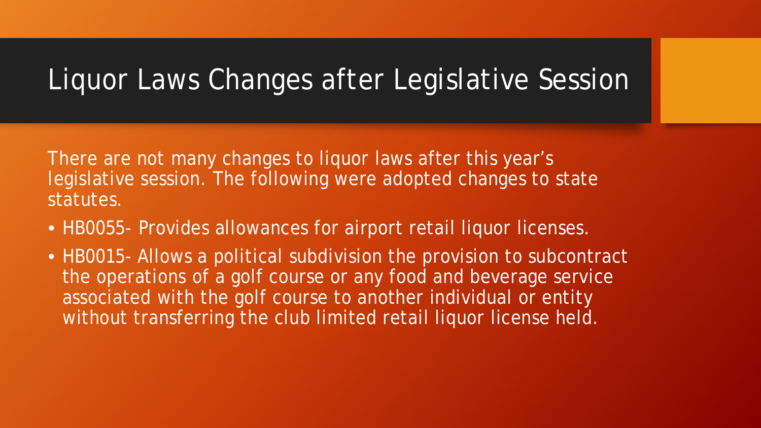# Liquor Laws Changes after Legislative Session

There are not many changes to liquor laws after this year's legislative session. The following were adopted changes to state statutes.

- HB0055- Provides allowances for airport retail liquor licenses.
- HB0015- Allows a political subdivision the provision to subcontract the operations of a golf course or any food and beverage service associated with the golf course to another individual or entity without transferring the club limited retail liquor license held.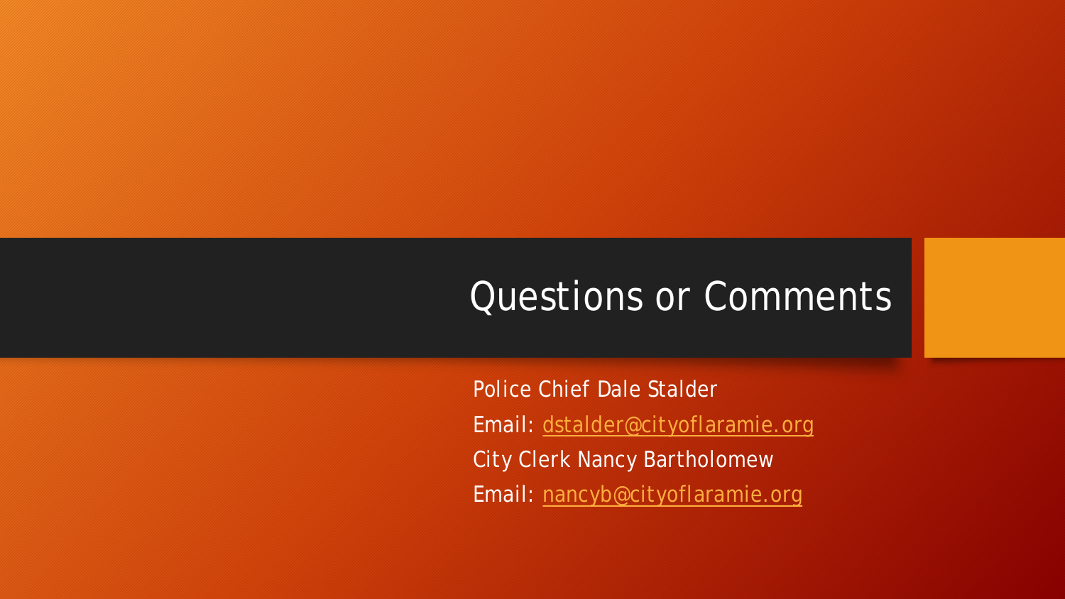# Questions or Comments

Police Chief Dale Stalder

Email: dstalder@cityoflaramie.org

City Clerk Nancy Bartholomew

Email: nancyb@cityoflaramie.org